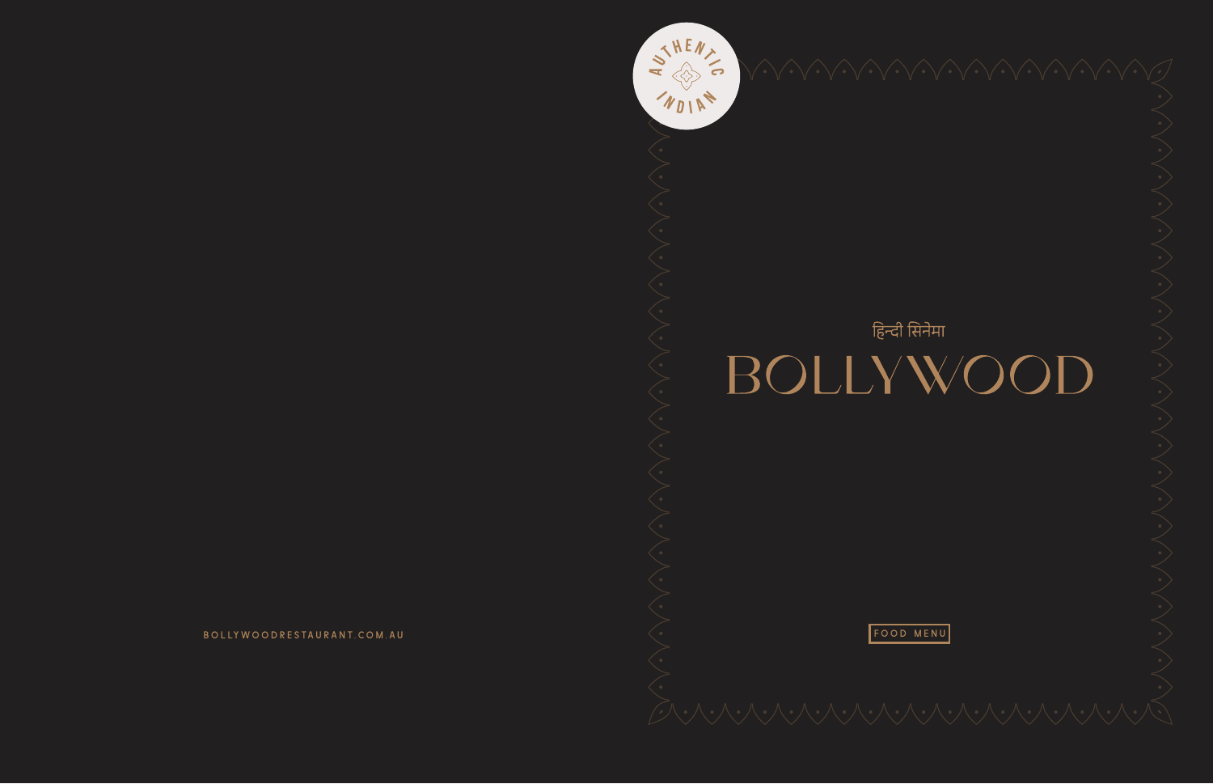AUTHENTIC INDIAN

हिन्दी सिनेमा

# BOLLYWOOD

FOOD MENU

BOLLYWOODRESTAURANT.COM.AU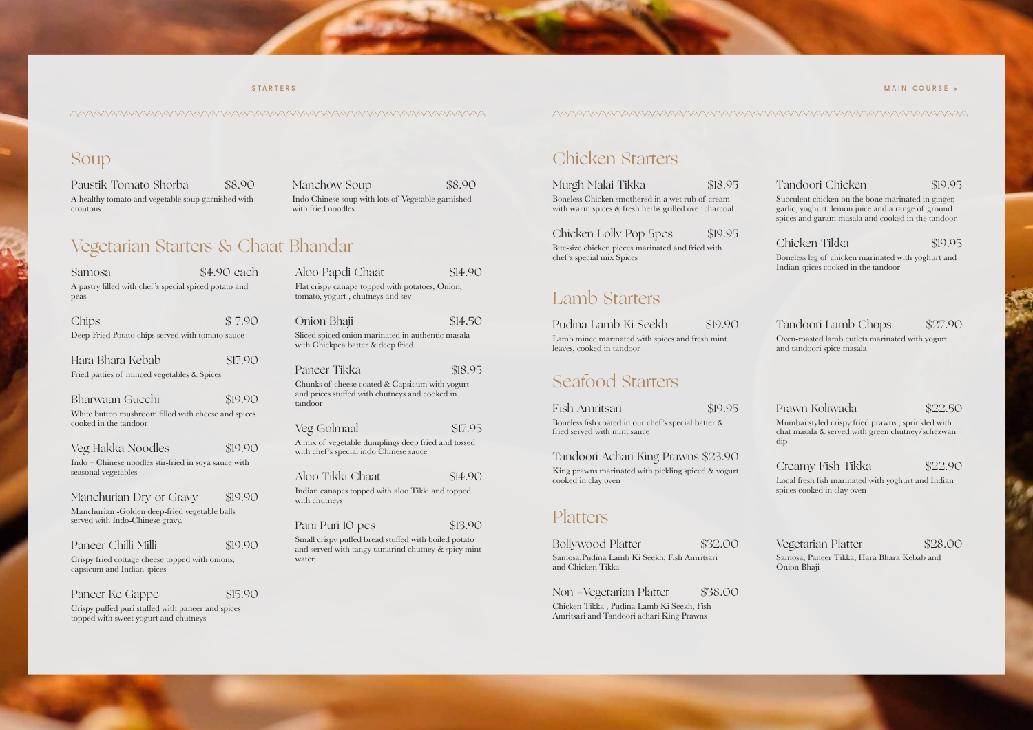STARTERS

MAIN COURSE >

## Soup

**Paustik Tomato Shorba** $8.90
A healthy tomato and vegetable soup garnished with croutons

**Manchow Soup** $8.90
Indo Chinese soup with lots of Vegetable garnished with fried noodles

## Vegetarian Starters & Chaat Bhandar

**Samosa** $4.90 each
A pastry filled with chef's special spiced potato and peas

**Chips** $ 7.90
Deep-Fried Potato chips served with tomato sauce

**Hara Bhara Kebab** $17.90
Fried patties of minced vegetables & Spices

**Bharwaan Gucchi** $19.90
White button mushroom filled with cheese and spices cooked in the tandoor

**Veg Hakka Noodles** $19.90
Indo – Chinese noodles stir-fried in soya sauce with seasonal vegetables

**Manchurian Dry or Gravy** $19.90
Manchurian -Golden deep-fried vegetable balls served with Indo-Chinese gravy.

**Paneer Chilli Milli** $19.90
Crispy fried cottage cheese topped with onions, capsicum and Indian spices

**Paneer Ke Gappe** $15.90
Crispy puffed puri stuffed with paneer and spices topped with sweet yogurt and chutneys

**Aloo Papdi Chaat** $14.90
Flat crispy canape topped with potatoes, Onion, tomato, yogurt , chutneys and sev

**Onion Bhaji** $14.50
Sliced spiced onion marinated in authentic masala with Chickpea batter & deep fried

**Paneer Tikka** $18.95
Chunks of cheese coated & Capsicum with yogurt and prices stuffed with chutneys and cooked in tandoor

**Veg Golmaal** $17.95
A mix of vegetable dumplings deep fried and tossed with chef's special indo Chinese sauce

**Aloo Tikki Chaat** $14.90
Indian canapes topped with aloo Tikki and topped with chutneys

**Pani Puri 10 pcs** $13.90
Small crispy puffed bread stuffed with boiled potato and served with tangy tamarind chutney & spicy mint water.

## Chicken Starters

**Murgh Malai Tikka** $18.95
Boneless Chicken smothered in a wet rub of cream with warm spices & fresh herbs grilled over charcoal

**Chicken Lolly Pop 5pcs** $19.95
Bite-size chicken pieces marinated and fried with chef's special mix Spices

**Tandoori Chicken** $19.95
Succulent chicken on the bone marinated in ginger, garlic, yoghurt, lemon juice and a range of ground spices and garam masala and cooked in the tandoor

**Chicken Tikka** $19.95
Boneless leg of chicken marinated with yoghurt and Indian spices cooked in the tandoor

## Lamb Starters

**Pudina Lamb Ki Seekh** $19.90
Lamb mince marinated with spices and fresh mint leaves, cooked in tandoor

**Tandoori Lamb Chops** $27.90
Oven-roasted lamb cutlets marinated with yogurt and tandoori spice masala

## Seafood Starters

**Fish Amritsari** $19.95
Boneless fish coated in our chef's special batter & fried served with mint sauce

**Tandoori Achari King Prawns** $23.90
King prawns marinated with pickling spiced & yogurt cooked in clay oven

**Prawn Koliwada** $22.50
Mumbai styled crispy fried prawns , sprinkled with chat masala & served with green chutney/schezwan dip

**Creamy Fish Tikka** $22.90
Local fresh fish marinated with yoghurt and Indian spices cooked in clay oven

## Platters

**Bollywood Platter** $32.00
Samosa,Pudina Lamb Ki Seekh, Fish Amritsari and Chicken Tikka

**Non –Vegetarian Platter** $38.00
Chicken Tikka , Pudina Lamb Ki Seekh, Fish Amritsari and Tandoori achari King Prawns

**Vegetarian Platter** $28.00
Samosa, Paneer Tikka, Hara Bhara Kebab and Onion Bhaji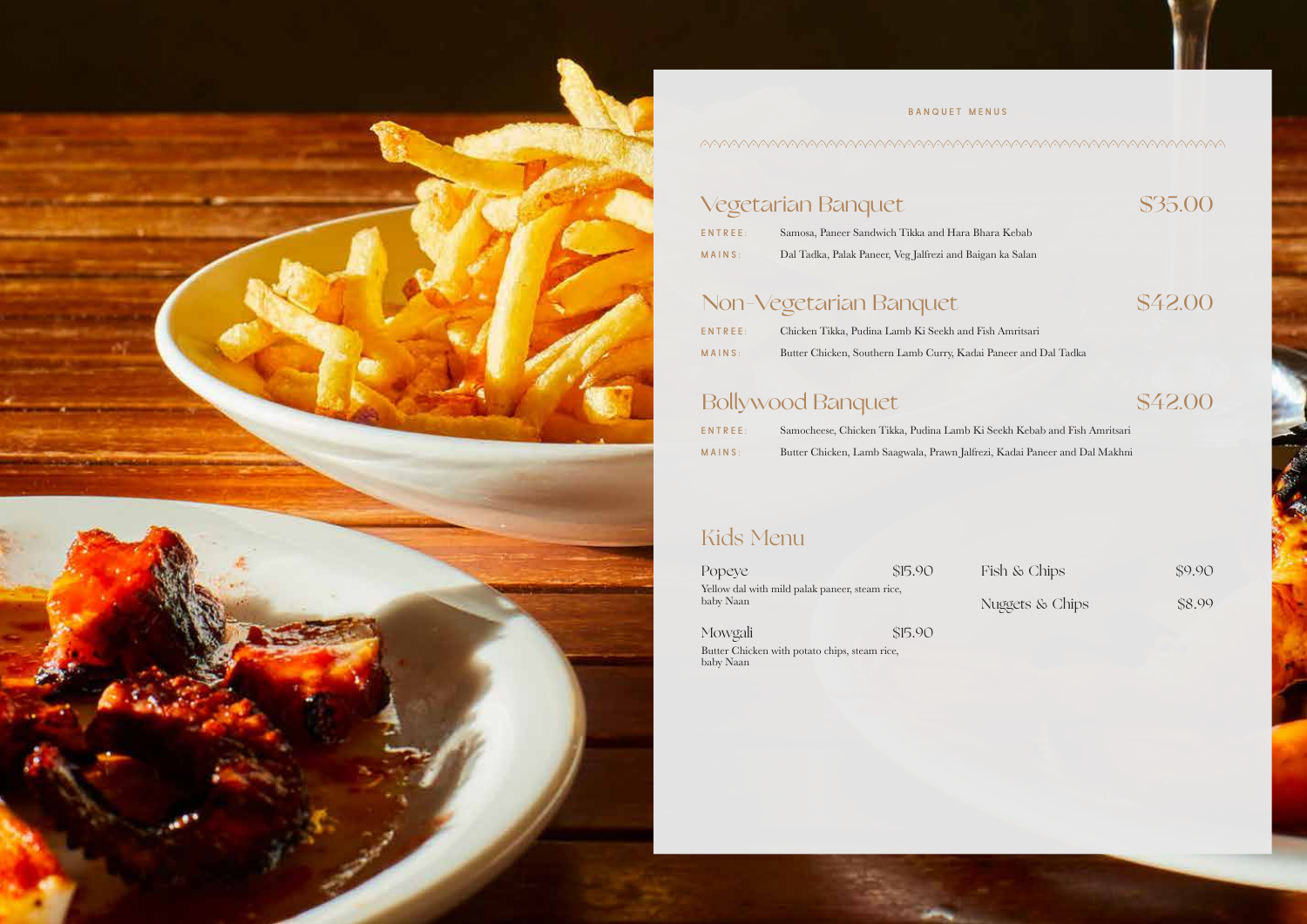BANQUET MENUS

## Vegetarian Banquet — $35.00

ENTREE: Samosa, Paneer Sandwich Tikka and Hara Bhara Kebab

MAINS: Dal Tadka, Palak Paneer, Veg Jalfrezi and Baigan ka Salan

## Non-Vegetarian Banquet — $42.00

ENTREE: Chicken Tikka, Pudina Lamb Ki Seekh and Fish Amritsari

MAINS: Butter Chicken, Southern Lamb Curry, Kadai Paneer and Dal Tadka

## Bollywood Banquet — $42.00

ENTREE: Samocheese, Chicken Tikka, Pudina Lamb Ki Seekh Kebab and Fish Amritsari

MAINS: Butter Chicken, Lamb Saagwala, Prawn Jalfrezi, Kadai Paneer and Dal Makhni

## Kids Menu

**Popeye** — $15.90
Yellow dal with mild palak paneer, steam rice, baby Naan

**Mowgali** — $15.90
Butter Chicken with potato chips, steam rice, baby Naan

**Fish & Chips** — $9.90

**Nuggets & Chips** — $8.99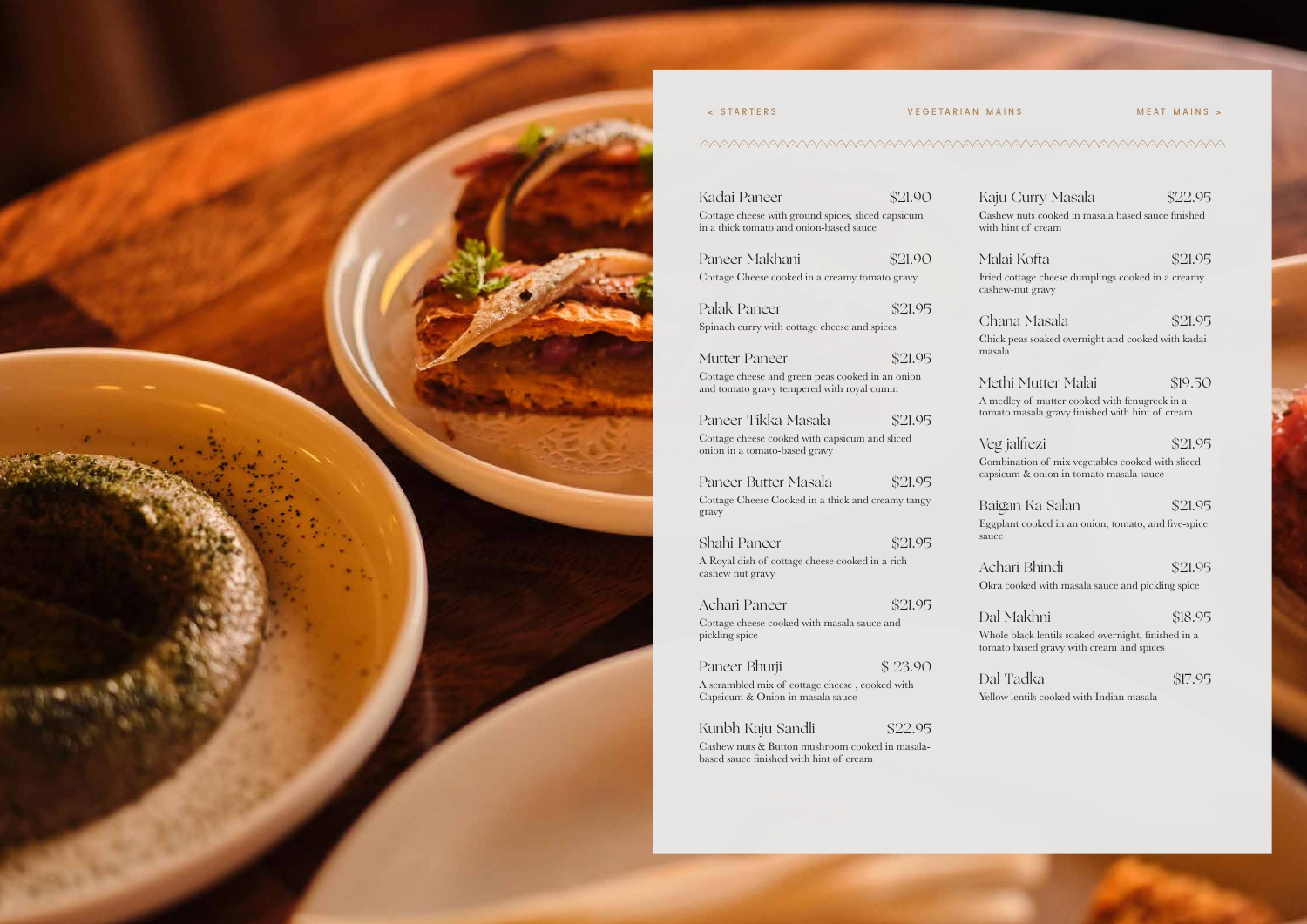< STARTERS    VEGETARIAN MAINS    MEAT MAINS >

## Vegetarian Mains

**Kadai Paneer** $21.90
Cottage cheese with ground spices, sliced capsicum in a thick tomato and onion-based sauce

**Paneer Makhani** $21.90
Cottage Cheese cooked in a creamy tomato gravy

**Palak Paneer** $21.95
Spinach curry with cottage cheese and spices

**Mutter Paneer** $21.95
Cottage cheese and green peas cooked in an onion and tomato gravy tempered with royal cumin

**Paneer Tikka Masala** $21.95
Cottage cheese cooked with capsicum and sliced onion in a tomato-based gravy

**Paneer Butter Masala** $21.95
Cottage Cheese Cooked in a thick and creamy tangy gravy

**Shahi Paneer** $21.95
A Royal dish of cottage cheese cooked in a rich cashew nut gravy

**Achari Paneer** $21.95
Cottage cheese cooked with masala sauce and pickling spice

**Paneer Bhurji** $ 23.90
A scrambled mix of cottage cheese , cooked with Capsicum & Onion in masala sauce

**Kunbh Kaju Sandli** $22.95
Cashew nuts & Button mushroom cooked in masala-based sauce finished with hint of cream

**Kaju Curry Masala** $22.95
Cashew nuts cooked in masala based sauce finished with hint of cream

**Malai Kofta** $21.95
Fried cottage cheese dumplings cooked in a creamy cashew-nut gravy

**Chana Masala** $21.95
Chick peas soaked overnight and cooked with kadai masala

**Methi Mutter Malai** $19.50
A medley of mutter cooked with fenugreek in a tomato masala gravy finished with hint of cream

**Veg jalfrezi** $21.95
Combination of mix vegetables cooked with sliced capsicum & onion in tomato masala sauce

**Baigan Ka Salan** $21.95
Eggplant cooked in an onion, tomato, and five-spice sauce

**Achari Bhindi** $21.95
Okra cooked with masala sauce and pickling spice

**Dal Makhni** $18.95
Whole black lentils soaked overnight, finished in a tomato based gravy with cream and spices

**Dal Tadka** $17.95
Yellow lentils cooked with Indian masala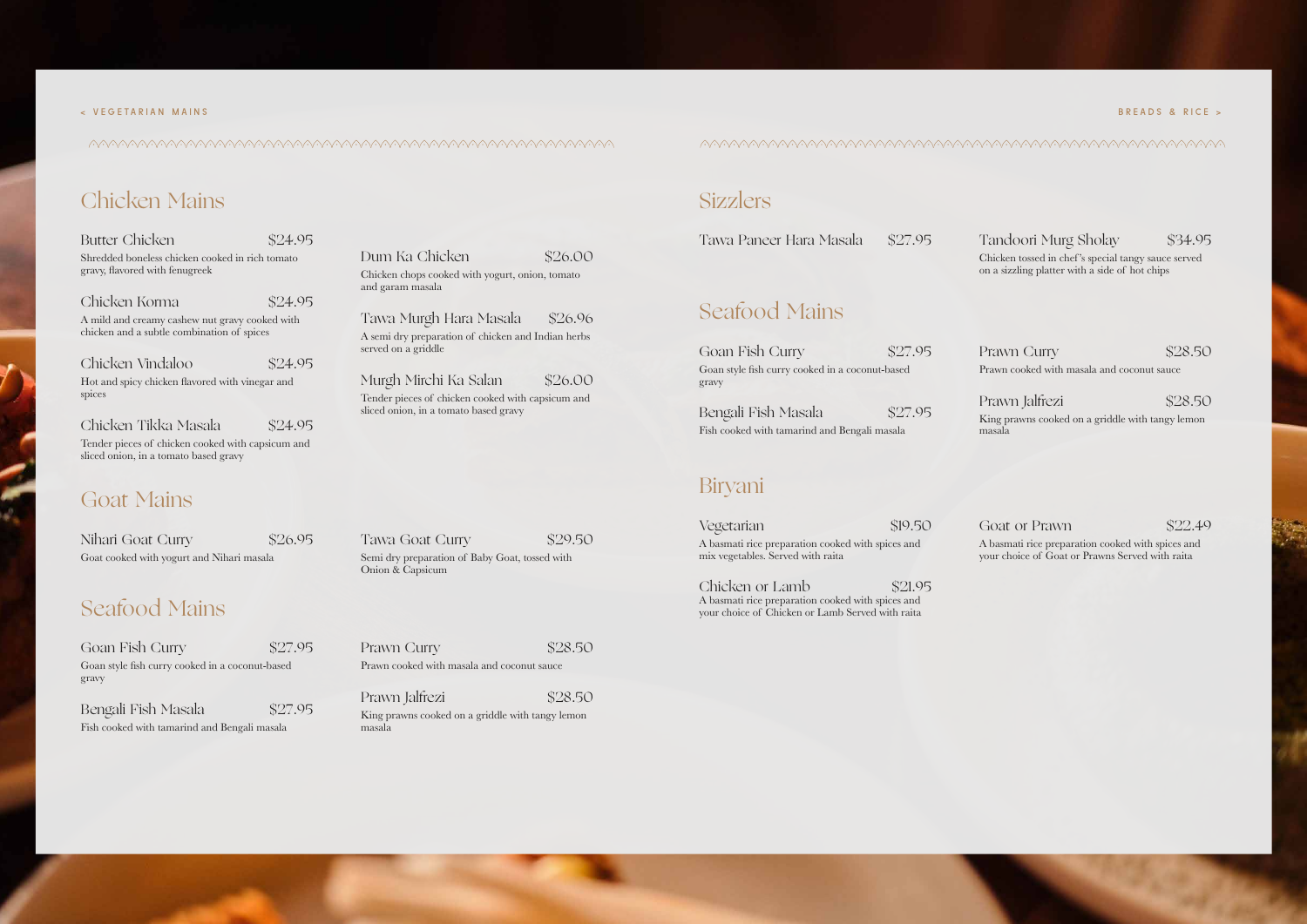< VEGETARIAN MAINS

BREADS & RICE >

## Chicken Mains

**Butter Chicken** $24.95
Shredded boneless chicken cooked in rich tomato gravy, flavored with fenugreek

**Chicken Korma** $24.95
A mild and creamy cashew nut gravy cooked with chicken and a subtle combination of spices

**Chicken Vindaloo** $24.95
Hot and spicy chicken flavored with vinegar and spices

**Chicken Tikka Masala** $24.95
Tender pieces of chicken cooked with capsicum and sliced onion, in a tomato based gravy

**Dum Ka Chicken** $26.00
Chicken chops cooked with yogurt, onion, tomato and garam masala

**Tawa Murgh Hara Masala** $26.96
A semi dry preparation of chicken and Indian herbs served on a griddle

**Murgh Mirchi Ka Salan** $26.00
Tender pieces of chicken cooked with capsicum and sliced onion, in a tomato based gravy

## Goat Mains

**Nihari Goat Curry** $26.95
Goat cooked with yogurt and Nihari masala

**Tawa Goat Curry** $29.50
Semi dry preparation of Baby Goat, tossed with Onion & Capsicum

## Seafood Mains

**Goan Fish Curry** $27.95
Goan style fish curry cooked in a coconut-based gravy

**Bengali Fish Masala** $27.95
Fish cooked with tamarind and Bengali masala

**Prawn Curry** $28.50
Prawn cooked with masala and coconut sauce

**Prawn Jalfrezi** $28.50
King prawns cooked on a griddle with tangy lemon masala

## Sizzlers

**Tawa Paneer Hara Masala** $27.95

**Tandoori Murg Sholay** $34.95
Chicken tossed in chef's special tangy sauce served on a sizzling platter with a side of hot chips

## Seafood Mains

**Goan Fish Curry** $27.95
Goan style fish curry cooked in a coconut-based gravy

**Bengali Fish Masala** $27.95
Fish cooked with tamarind and Bengali masala

**Prawn Curry** $28.50
Prawn cooked with masala and coconut sauce

**Prawn Jalfrezi** $28.50
King prawns cooked on a griddle with tangy lemon masala

## Biryani

**Vegetarian** $19.50
A basmati rice preparation cooked with spices and mix vegetables. Served with raita

**Chicken or Lamb** $21.95
A basmati rice preparation cooked with spices and your choice of Chicken or Lamb Served with raita

**Goat or Prawn** $22.49
A basmati rice preparation cooked with spices and your choice of Goat or Prawns Served with raita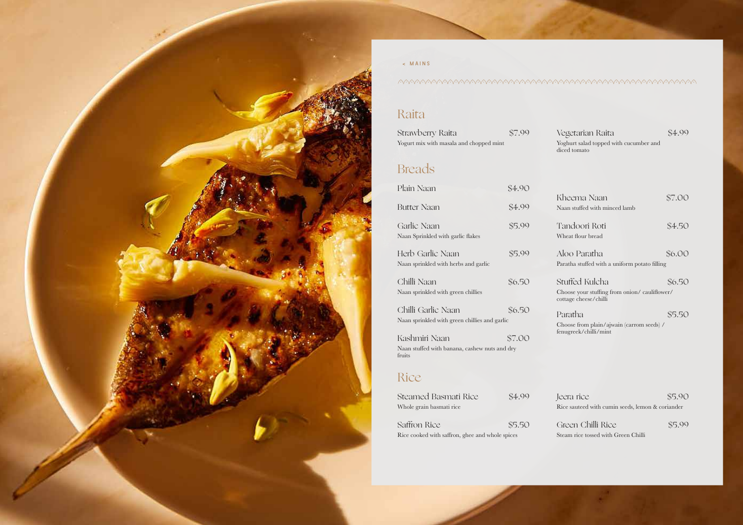< MAINS

## Raita

**Strawberry Raita** $7.99
Yogurt mix with masala and chopped mint

**Vegetarian Raita** $4.99
Yoghurt salad topped with cucumber and diced tomato

## Breads

**Plain Naan** $4.90

**Butter Naan** $4.99

**Garlic Naan** $5.99
Naan Sprinkled with garlic flakes

**Herb Garlic Naan** $5.99
Naan sprinkled with herbs and garlic

**Chilli Naan** $6.50
Naan sprinkled with green chillies

**Chilli Garlic Naan** $6.50
Naan sprinkled with green chillies and garlic

**Kashmiri Naan** $7.00
Naan stuffed with banana, cashew nuts and dry fruits

**Kheema Naan** $7.00
Naan stuffed with minced lamb

**Tandoori Roti** $4.50
Wheat flour bread

**Aloo Paratha** $6.00
Paratha stuffed with a uniform potato filling

**Stuffed Kulcha** $6.50
Choose your stuffing from onion/ cauliflower/ cottage cheese/chilli

**Paratha** $5.50
Choose from plain/ajwain (carrom seeds) / fenugreek/chilli/mint

## Rice

**Steamed Basmati Rice** $4.99
Whole grain basmati rice

**Saffron Rice** $5.50
Rice cooked with saffron, ghee and whole spices

**Jeera rice** $5.90
Rice sauteed with cumin seeds, lemon & coriander

**Green Chilli Rice** $5.99
Steam rice tossed with Green Chilli